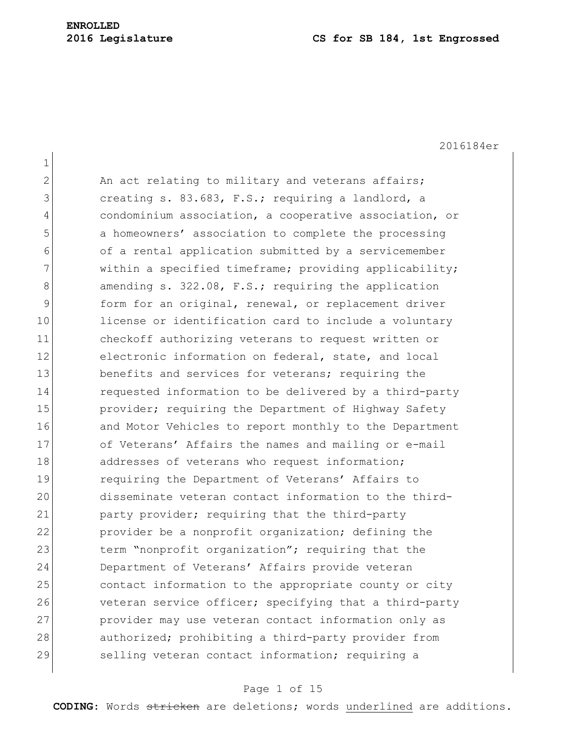**ENROLLED**
**2016 Legislature** **CS for SB 184, 1st Engrossed**

2016184er

An act relating to military and veterans affairs; creating s. 83.683, F.S.; requiring a landlord, a condominium association, a cooperative association, or a homeowners' association to complete the processing of a rental application submitted by a servicemember within a specified timeframe; providing applicability; amending s. 322.08, F.S.; requiring the application form for an original, renewal, or replacement driver license or identification card to include a voluntary checkoff authorizing veterans to request written or electronic information on federal, state, and local benefits and services for veterans; requiring the requested information to be delivered by a third-party provider; requiring the Department of Highway Safety and Motor Vehicles to report monthly to the Department of Veterans' Affairs the names and mailing or e-mail addresses of veterans who request information; requiring the Department of Veterans' Affairs to disseminate veteran contact information to the third-party provider; requiring that the third-party provider be a nonprofit organization; defining the term "nonprofit organization"; requiring that the Department of Veterans' Affairs provide veteran contact information to the appropriate county or city veteran service officer; specifying that a third-party provider may use veteran contact information only as authorized; prohibiting a third-party provider from selling veteran contact information; requiring a

**CODING:** Words ~~stricken~~ are deletions; words underlined are additions.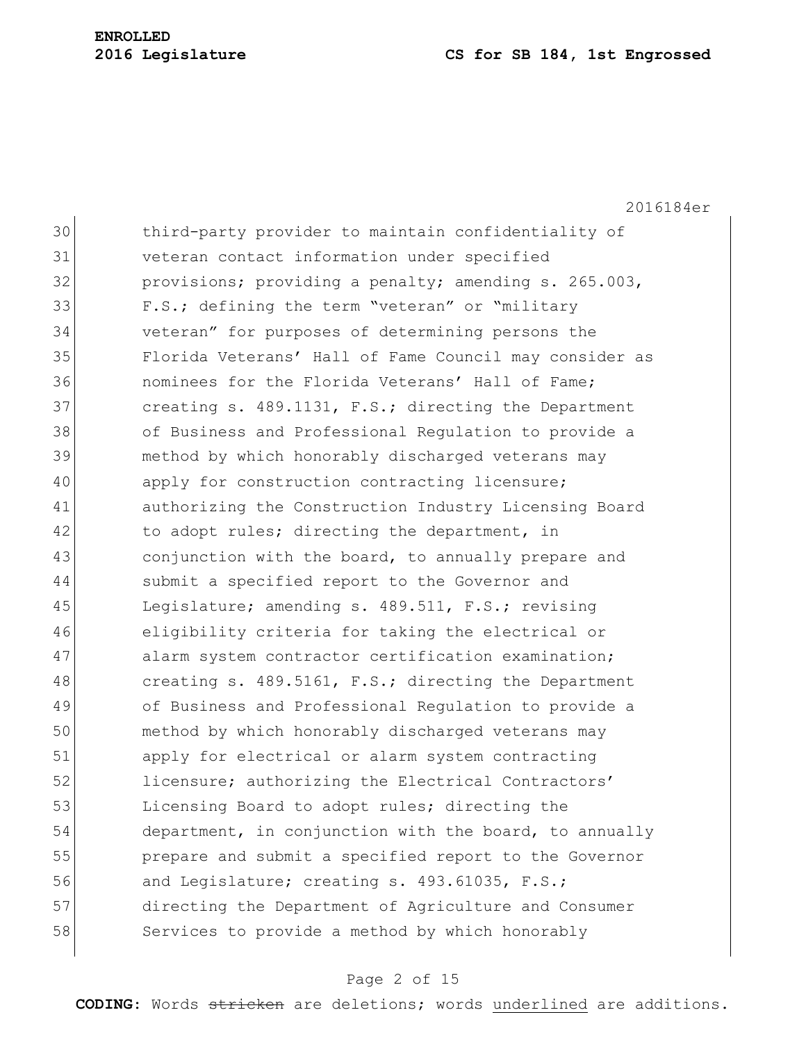third-party provider to maintain confidentiality of veteran contact information under specified provisions; providing a penalty; amending s. 265.003, F.S.; defining the term “veteran” or “military veteran” for purposes of determining persons the Florida Veterans’ Hall of Fame Council may consider as nominees for the Florida Veterans’ Hall of Fame; creating s. 489.1131, F.S.; directing the Department of Business and Professional Regulation to provide a method by which honorably discharged veterans may apply for construction contracting licensure; authorizing the Construction Industry Licensing Board to adopt rules; directing the department, in conjunction with the board, to annually prepare and submit a specified report to the Governor and Legislature; amending s. 489.511, F.S.; revising eligibility criteria for taking the electrical or alarm system contractor certification examination; creating s. 489.5161, F.S.; directing the Department of Business and Professional Regulation to provide a method by which honorably discharged veterans may apply for electrical or alarm system contracting licensure; authorizing the Electrical Contractors’ Licensing Board to adopt rules; directing the department, in conjunction with the board, to annually prepare and submit a specified report to the Governor and Legislature; creating s. 493.61035, F.S.; directing the Department of Agriculture and Consumer Services to provide a method by which honorably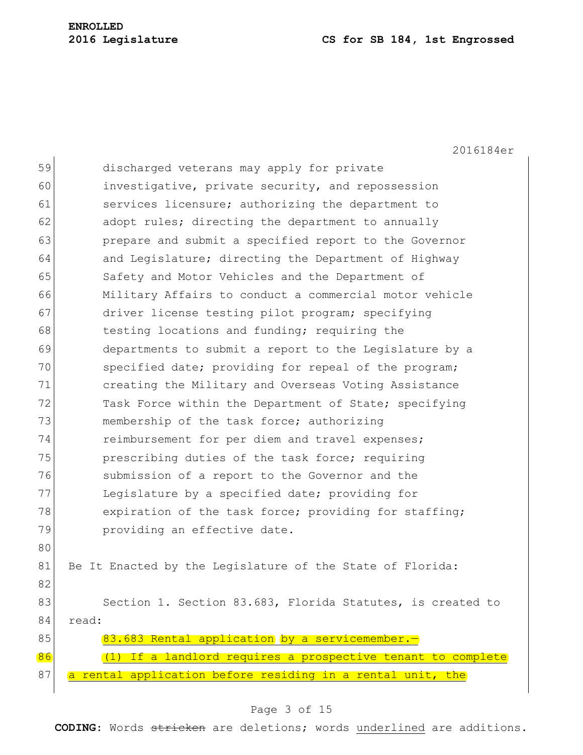discharged veterans may apply for private investigative, private security, and repossession services licensure; authorizing the department to adopt rules; directing the department to annually prepare and submit a specified report to the Governor and Legislature; directing the Department of Highway Safety and Motor Vehicles and the Department of Military Affairs to conduct a commercial motor vehicle driver license testing pilot program; specifying testing locations and funding; requiring the departments to submit a report to the Legislature by a specified date; providing for repeal of the program; creating the Military and Overseas Voting Assistance Task Force within the Department of State; specifying membership of the task force; authorizing reimbursement for per diem and travel expenses; prescribing duties of the task force; requiring submission of a report to the Governor and the Legislature by a specified date; providing for expiration of the task force; providing for staffing; providing an effective date.

Be It Enacted by the Legislature of the State of Florida:

Section 1. Section 83.683, Florida Statutes, is created to read:

83.683 Rental application by a servicemember.—

(1) If a landlord requires a prospective tenant to complete a rental application before residing in a rental unit, the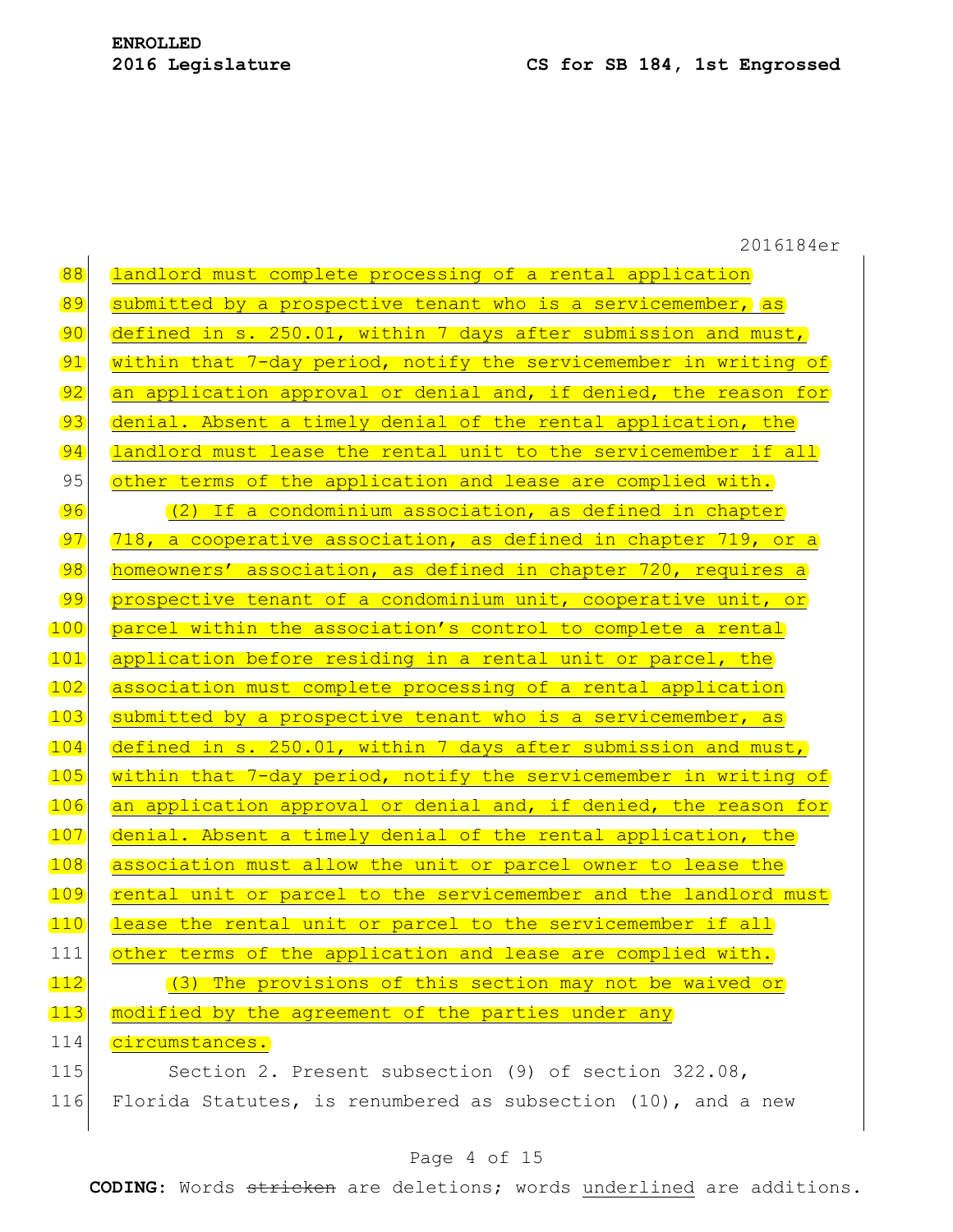landlord must complete processing of a rental application submitted by a prospective tenant who is a servicemember, as defined in s. 250.01, within 7 days after submission and must, within that 7-day period, notify the servicemember in writing of an application approval or denial and, if denied, the reason for denial. Absent a timely denial of the rental application, the landlord must lease the rental unit to the servicemember if all other terms of the application and lease are complied with.

(2) If a condominium association, as defined in chapter 718, a cooperative association, as defined in chapter 719, or a homeowners' association, as defined in chapter 720, requires a prospective tenant of a condominium unit, cooperative unit, or parcel within the association's control to complete a rental application before residing in a rental unit or parcel, the association must complete processing of a rental application submitted by a prospective tenant who is a servicemember, as defined in s. 250.01, within 7 days after submission and must, within that 7-day period, notify the servicemember in writing of an application approval or denial and, if denied, the reason for denial. Absent a timely denial of the rental application, the association must allow the unit or parcel owner to lease the rental unit or parcel to the servicemember and the landlord must lease the rental unit or parcel to the servicemember if all other terms of the application and lease are complied with.

(3) The provisions of this section may not be waived or modified by the agreement of the parties under any circumstances.

Section 2. Present subsection (9) of section 322.08, Florida Statutes, is renumbered as subsection (10), and a new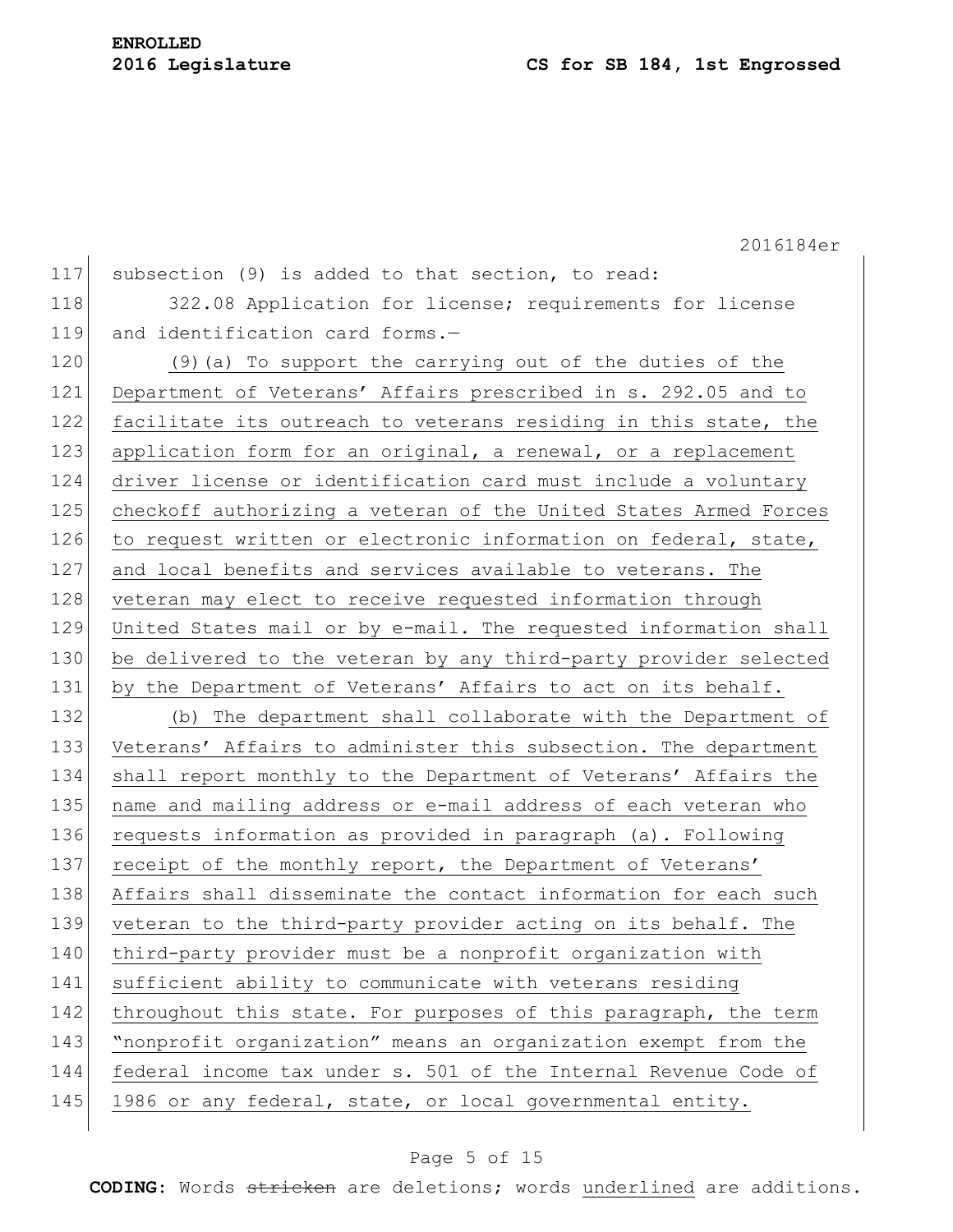subsection (9) is added to that section, to read:

322.08 Application for license; requirements for license and identification card forms.—

<u>(9)(a) To support the carrying out of the duties of the Department of Veterans' Affairs prescribed in s. 292.05 and to facilitate its outreach to veterans residing in this state, the application form for an original, a renewal, or a replacement driver license or identification card must include a voluntary checkoff authorizing a veteran of the United States Armed Forces to request written or electronic information on federal, state, and local benefits and services available to veterans. The veteran may elect to receive requested information through United States mail or by e-mail. The requested information shall be delivered to the veteran by any third-party provider selected by the Department of Veterans' Affairs to act on its behalf.</u>

<u>(b) The department shall collaborate with the Department of Veterans' Affairs to administer this subsection. The department shall report monthly to the Department of Veterans' Affairs the name and mailing address or e-mail address of each veteran who requests information as provided in paragraph (a). Following receipt of the monthly report, the Department of Veterans' Affairs shall disseminate the contact information for each such veteran to the third-party provider acting on its behalf. The third-party provider must be a nonprofit organization with sufficient ability to communicate with veterans residing throughout this state. For purposes of this paragraph, the term "nonprofit organization" means an organization exempt from the federal income tax under s. 501 of the Internal Revenue Code of 1986 or any federal, state, or local governmental entity.</u>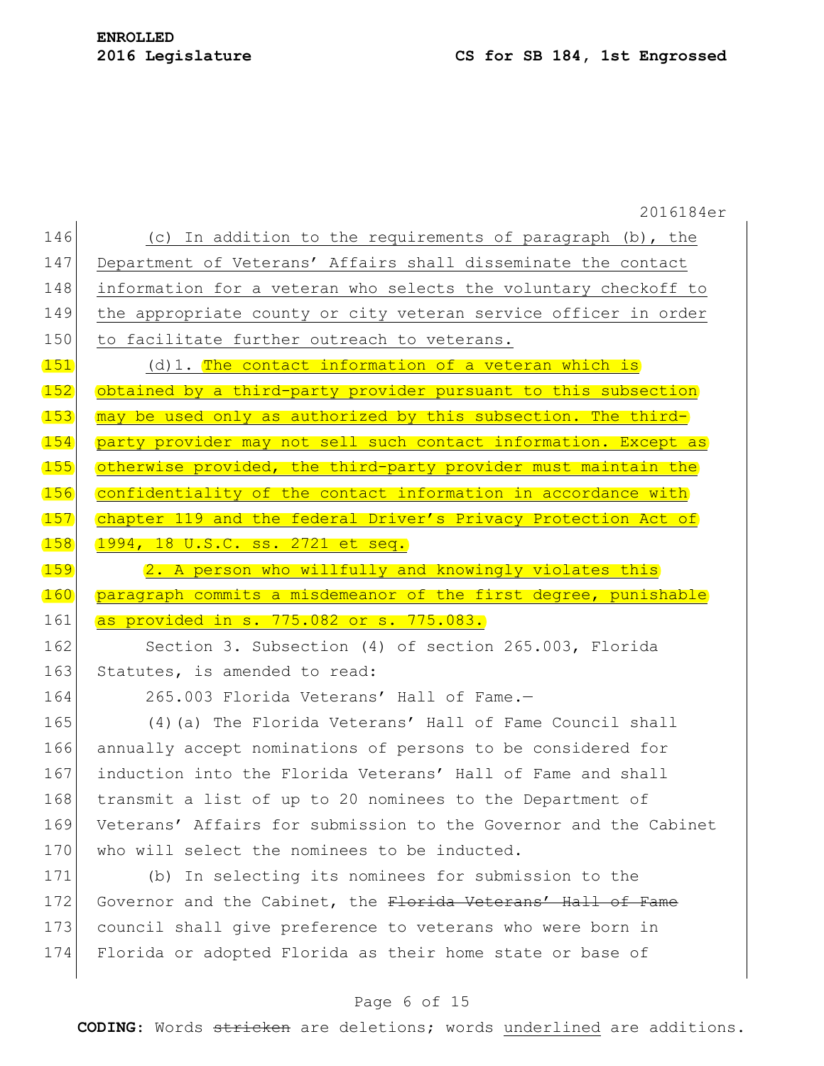(c) In addition to the requirements of paragraph (b), the Department of Veterans' Affairs shall disseminate the contact information for a veteran who selects the voluntary checkoff to the appropriate county or city veteran service officer in order to facilitate further outreach to veterans.

(d)1. The contact information of a veteran which is obtained by a third-party provider pursuant to this subsection may be used only as authorized by this subsection. The third-party provider may not sell such contact information. Except as otherwise provided, the third-party provider must maintain the confidentiality of the contact information in accordance with chapter 119 and the federal Driver's Privacy Protection Act of 1994, 18 U.S.C. ss. 2721 et seq.

2. A person who willfully and knowingly violates this paragraph commits a misdemeanor of the first degree, punishable as provided in s. 775.082 or s. 775.083.

Section 3. Subsection (4) of section 265.003, Florida Statutes, is amended to read:

265.003 Florida Veterans' Hall of Fame.—

(4)(a) The Florida Veterans' Hall of Fame Council shall annually accept nominations of persons to be considered for induction into the Florida Veterans' Hall of Fame and shall transmit a list of up to 20 nominees to the Department of Veterans' Affairs for submission to the Governor and the Cabinet who will select the nominees to be inducted.

(b) In selecting its nominees for submission to the Governor and the Cabinet, the ~~Florida Veterans' Hall of Fame~~ council shall give preference to veterans who were born in Florida or adopted Florida as their home state or base of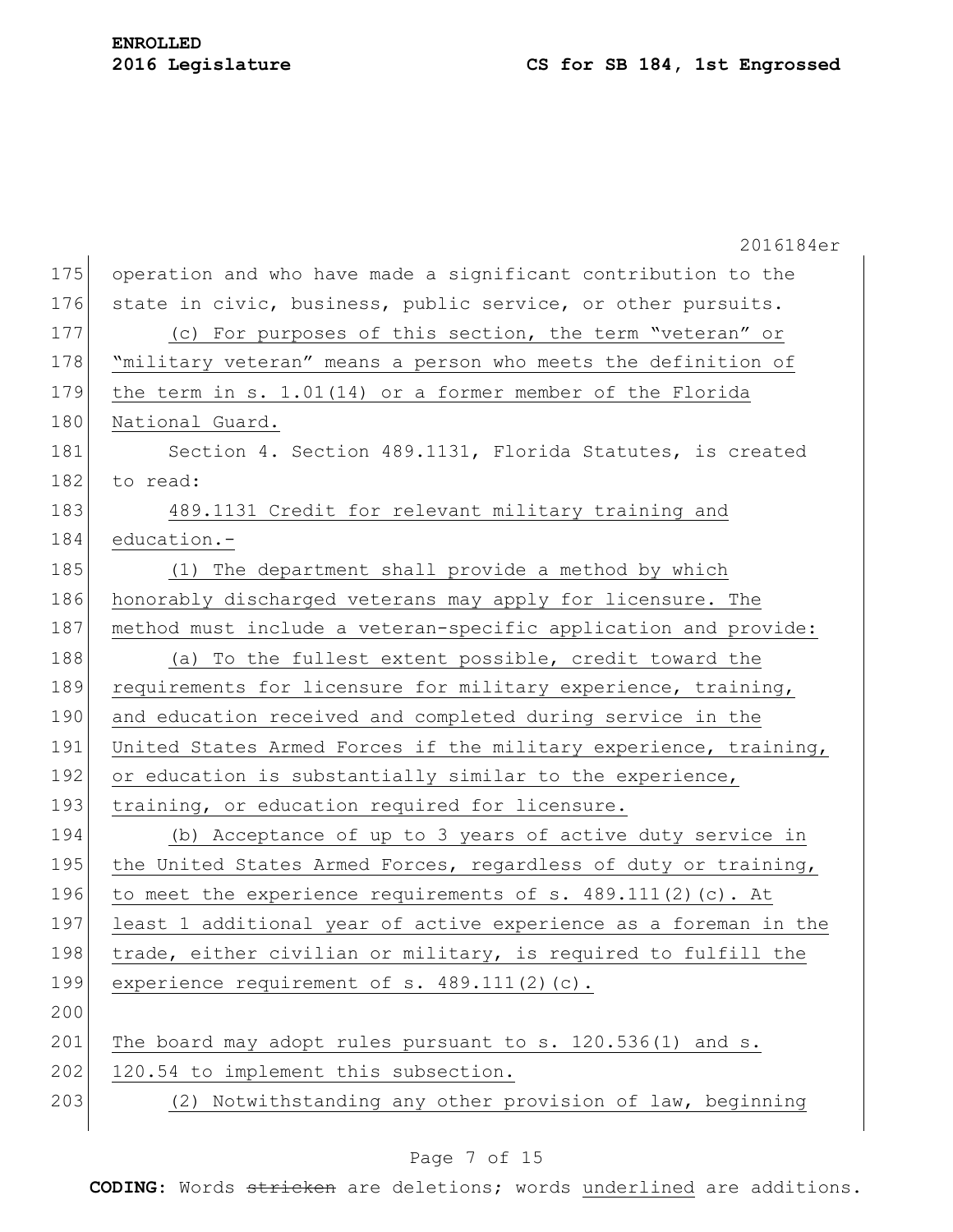operation and who have made a significant contribution to the state in civic, business, public service, or other pursuits.

(c) For purposes of this section, the term “veteran” or “military veteran” means a person who meets the definition of the term in s. 1.01(14) or a former member of the Florida National Guard.

Section 4. Section 489.1131, Florida Statutes, is created to read:

489.1131 Credit for relevant military training and education.—

(1) The department shall provide a method by which honorably discharged veterans may apply for licensure. The method must include a veteran-specific application and provide:

(a) To the fullest extent possible, credit toward the requirements for licensure for military experience, training, and education received and completed during service in the United States Armed Forces if the military experience, training, or education is substantially similar to the experience, training, or education required for licensure.

(b) Acceptance of up to 3 years of active duty service in the United States Armed Forces, regardless of duty or training, to meet the experience requirements of s. 489.111(2)(c). At least 1 additional year of active experience as a foreman in the trade, either civilian or military, is required to fulfill the experience requirement of s. 489.111(2)(c).

The board may adopt rules pursuant to s. 120.536(1) and s. 120.54 to implement this subsection.

(2) Notwithstanding any other provision of law, beginning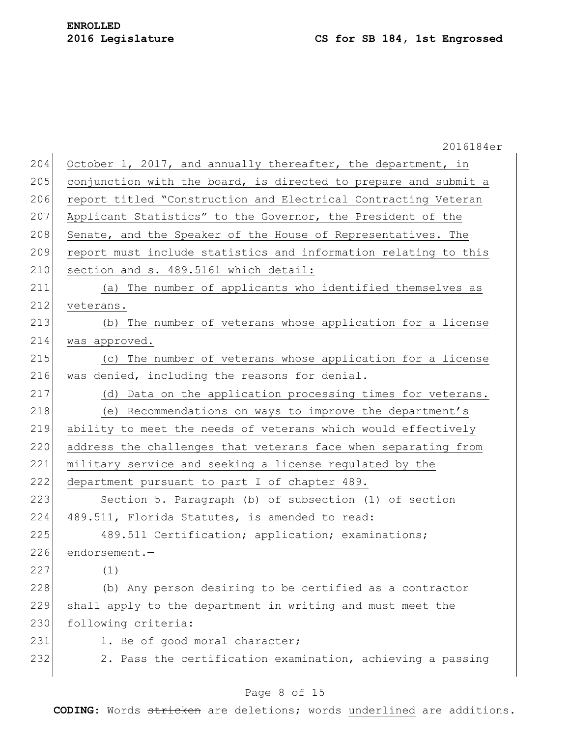October 1, 2017, and annually thereafter, the department, in conjunction with the board, is directed to prepare and submit a report titled "Construction and Electrical Contracting Veteran Applicant Statistics" to the Governor, the President of the Senate, and the Speaker of the House of Representatives. The report must include statistics and information relating to this section and s. 489.5161 which detail:

(a) The number of applicants who identified themselves as veterans.

(b) The number of veterans whose application for a license was approved.

(c) The number of veterans whose application for a license was denied, including the reasons for denial.

(d) Data on the application processing times for veterans.

(e) Recommendations on ways to improve the department's ability to meet the needs of veterans which would effectively address the challenges that veterans face when separating from military service and seeking a license regulated by the department pursuant to part I of chapter 489.

Section 5. Paragraph (b) of subsection (1) of section 489.511, Florida Statutes, is amended to read:

489.511 Certification; application; examinations; endorsement.—

(1)

(b) Any person desiring to be certified as a contractor shall apply to the department in writing and must meet the following criteria:

1. Be of good moral character;

2. Pass the certification examination, achieving a passing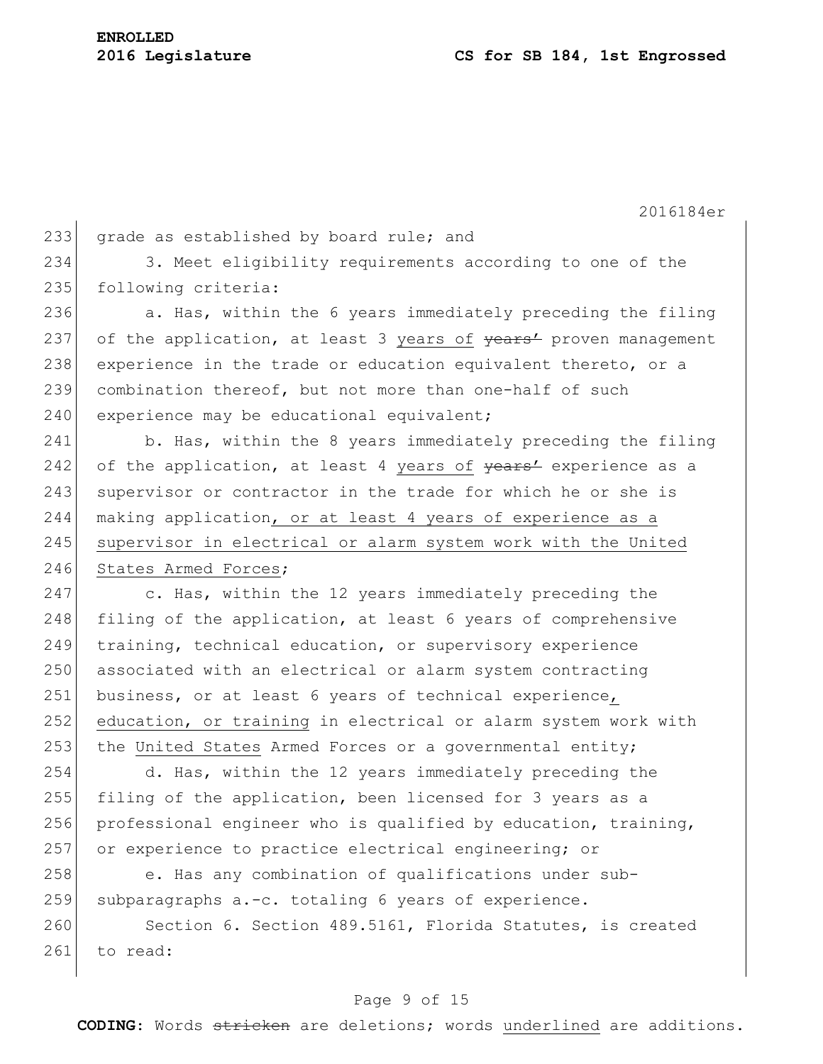grade as established by board rule; and

3. Meet eligibility requirements according to one of the following criteria:

a. Has, within the 6 years immediately preceding the filing of the application, at least 3 <u>years of</u> ~~years'~~ proven management experience in the trade or education equivalent thereto, or a combination thereof, but not more than one-half of such experience may be educational equivalent;

b. Has, within the 8 years immediately preceding the filing of the application, at least 4 <u>years of</u> ~~years'~~ experience as a supervisor or contractor in the trade for which he or she is making application<u>, or at least 4 years of experience as a supervisor in electrical or alarm system work with the United States Armed Forces</u>;

c. Has, within the 12 years immediately preceding the filing of the application, at least 6 years of comprehensive training, technical education, or supervisory experience associated with an electrical or alarm system contracting business, or at least 6 years of technical experience<u>, education, or training</u> in electrical or alarm system work with the <u>United States</u> Armed Forces or a governmental entity;

d. Has, within the 12 years immediately preceding the filing of the application, been licensed for 3 years as a professional engineer who is qualified by education, training, or experience to practice electrical engineering; or

e. Has any combination of qualifications under sub-subparagraphs a.-c. totaling 6 years of experience.

Section 6. Section 489.5161, Florida Statutes, is created to read: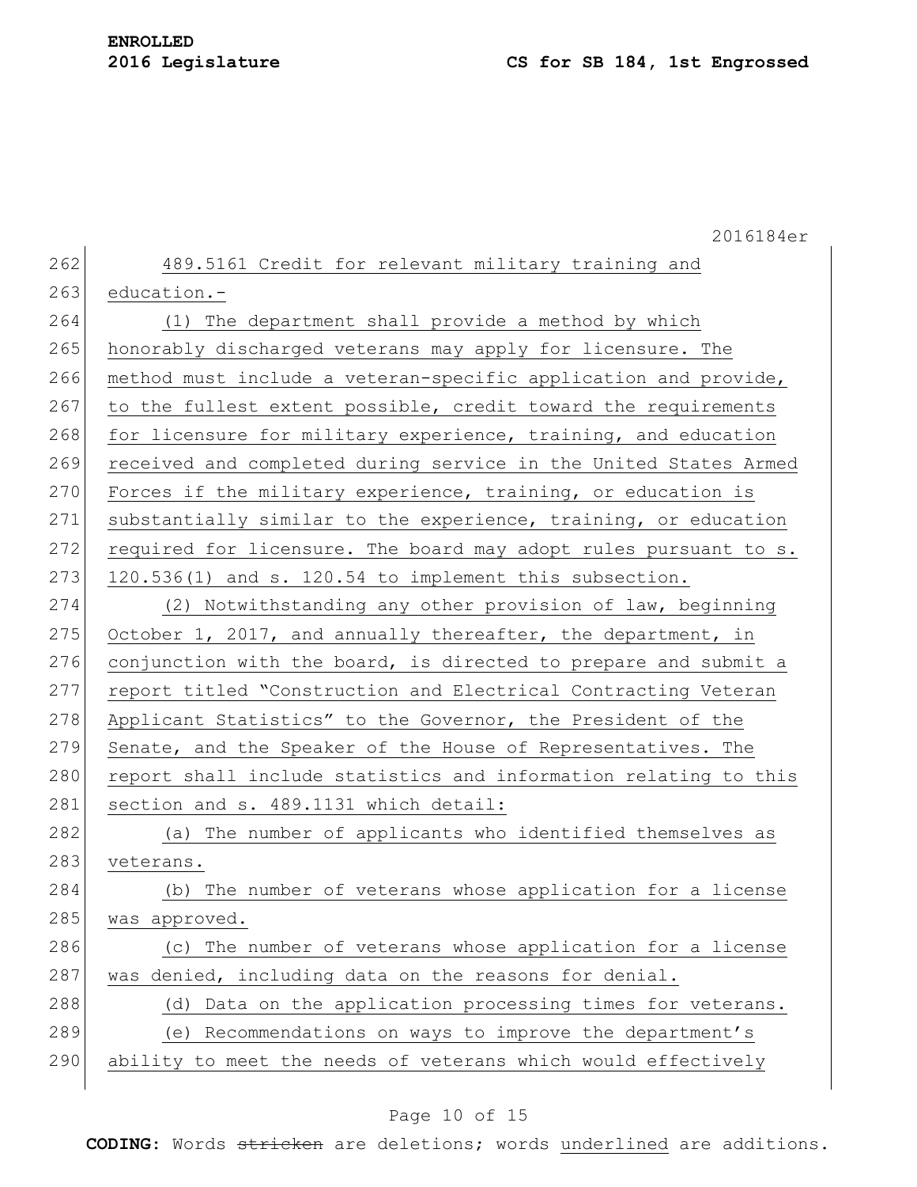489.5161 Credit for relevant military training and education.—

(1) The department shall provide a method by which honorably discharged veterans may apply for licensure. The method must include a veteran-specific application and provide, to the fullest extent possible, credit toward the requirements for licensure for military experience, training, and education received and completed during service in the United States Armed Forces if the military experience, training, or education is substantially similar to the experience, training, or education required for licensure. The board may adopt rules pursuant to s. 120.536(1) and s. 120.54 to implement this subsection.

(2) Notwithstanding any other provision of law, beginning October 1, 2017, and annually thereafter, the department, in conjunction with the board, is directed to prepare and submit a report titled "Construction and Electrical Contracting Veteran Applicant Statistics" to the Governor, the President of the Senate, and the Speaker of the House of Representatives. The report shall include statistics and information relating to this section and s. 489.1131 which detail:

(a) The number of applicants who identified themselves as veterans.

(b) The number of veterans whose application for a license was approved.

(c) The number of veterans whose application for a license was denied, including data on the reasons for denial.

(d) Data on the application processing times for veterans.

(e) Recommendations on ways to improve the department's ability to meet the needs of veterans which would effectively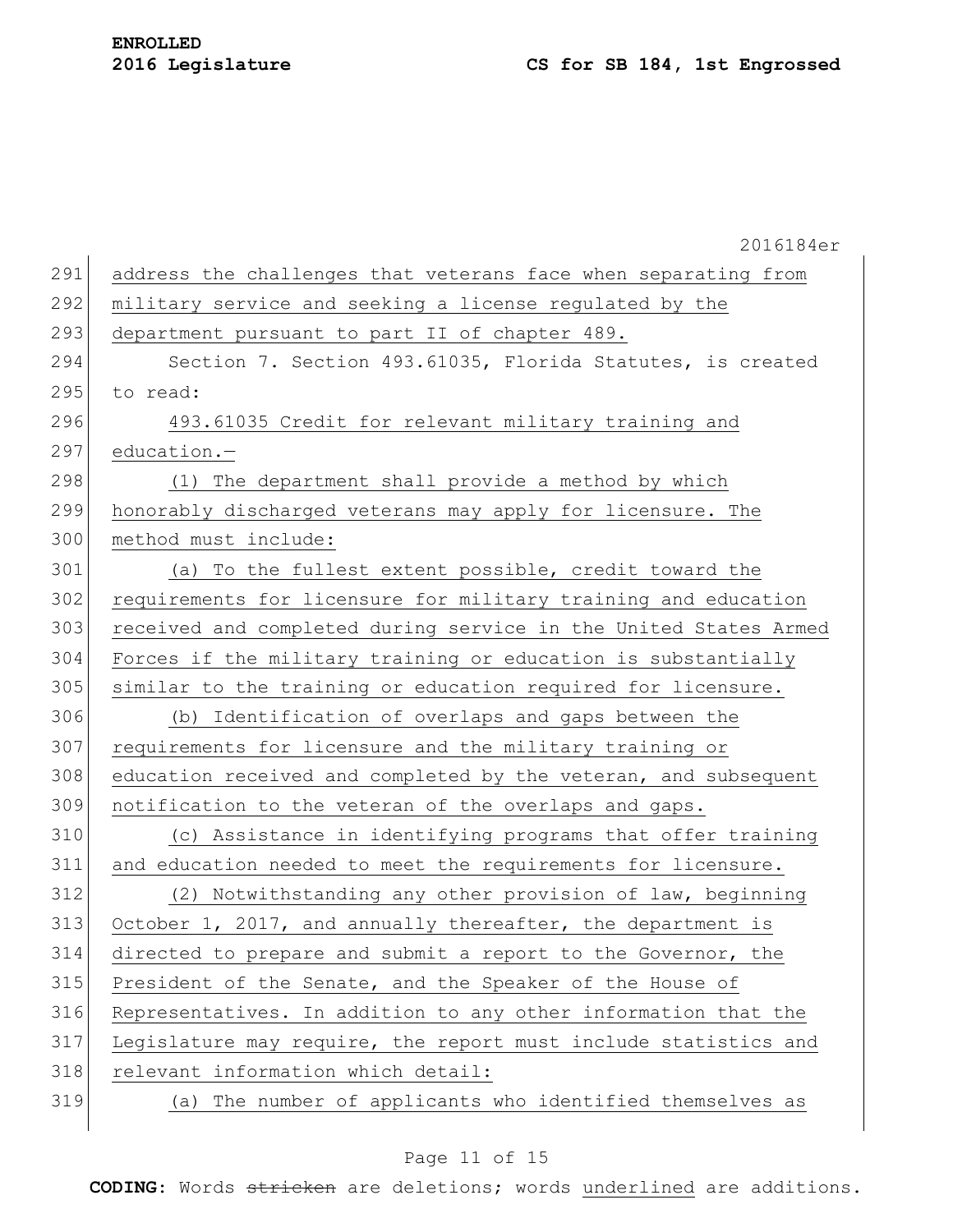address the challenges that veterans face when separating from military service and seeking a license regulated by the department pursuant to part II of chapter 489.

Section 7. Section 493.61035, Florida Statutes, is created to read:

493.61035 Credit for relevant military training and education.—

(1) The department shall provide a method by which honorably discharged veterans may apply for licensure. The method must include:

(a) To the fullest extent possible, credit toward the requirements for licensure for military training and education received and completed during service in the United States Armed Forces if the military training or education is substantially similar to the training or education required for licensure.

(b) Identification of overlaps and gaps between the requirements for licensure and the military training or education received and completed by the veteran, and subsequent notification to the veteran of the overlaps and gaps.

(c) Assistance in identifying programs that offer training and education needed to meet the requirements for licensure.

(2) Notwithstanding any other provision of law, beginning October 1, 2017, and annually thereafter, the department is directed to prepare and submit a report to the Governor, the President of the Senate, and the Speaker of the House of Representatives. In addition to any other information that the Legislature may require, the report must include statistics and relevant information which detail:

(a) The number of applicants who identified themselves as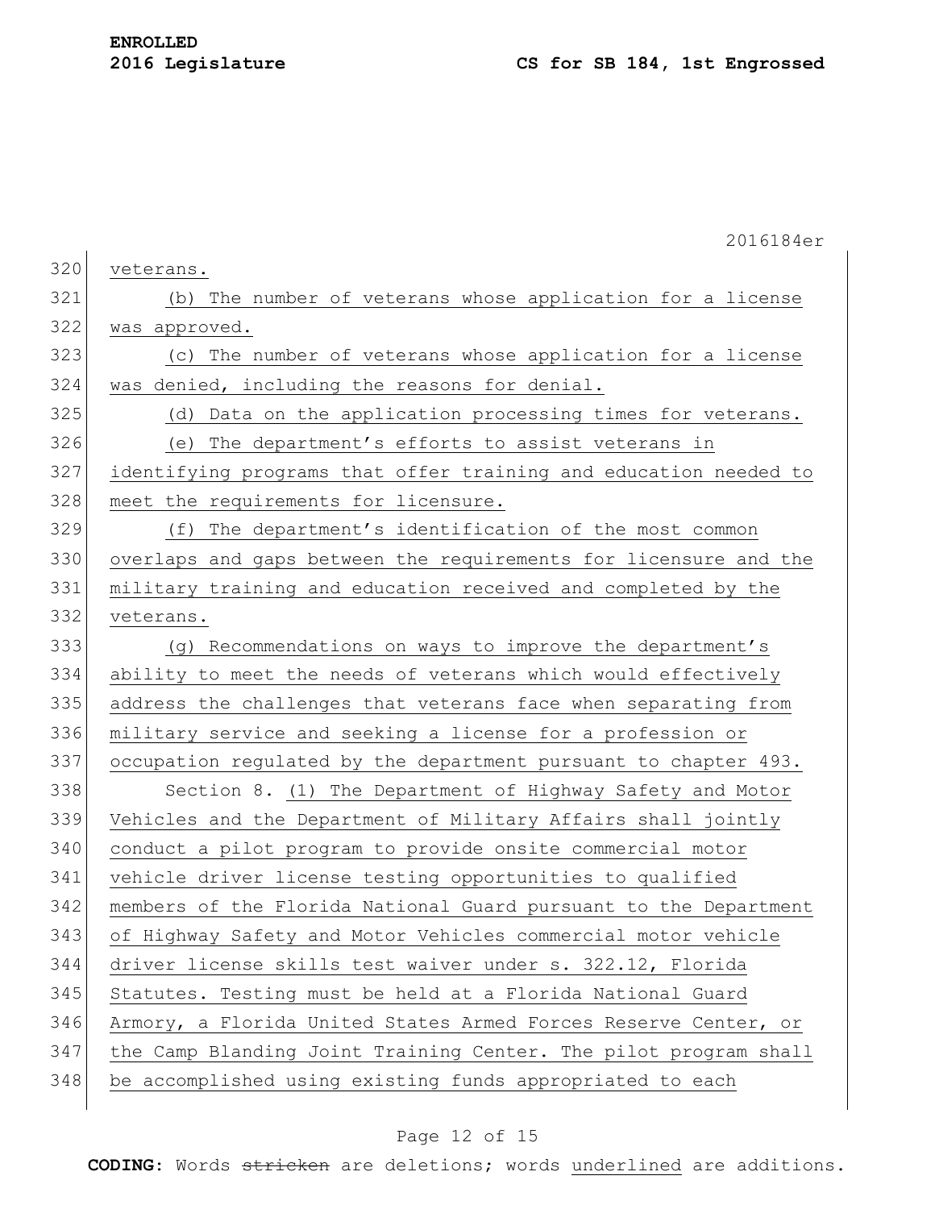veterans.

(b) The number of veterans whose application for a license was approved.

(c) The number of veterans whose application for a license was denied, including the reasons for denial.

(d) Data on the application processing times for veterans.

(e) The department's efforts to assist veterans in identifying programs that offer training and education needed to meet the requirements for licensure.

(f) The department's identification of the most common overlaps and gaps between the requirements for licensure and the military training and education received and completed by the veterans.

(g) Recommendations on ways to improve the department's ability to meet the needs of veterans which would effectively address the challenges that veterans face when separating from military service and seeking a license for a profession or occupation regulated by the department pursuant to chapter 493.

Section 8. (1) The Department of Highway Safety and Motor Vehicles and the Department of Military Affairs shall jointly conduct a pilot program to provide onsite commercial motor vehicle driver license testing opportunities to qualified members of the Florida National Guard pursuant to the Department of Highway Safety and Motor Vehicles commercial motor vehicle driver license skills test waiver under s. 322.12, Florida Statutes. Testing must be held at a Florida National Guard Armory, a Florida United States Armed Forces Reserve Center, or the Camp Blanding Joint Training Center. The pilot program shall be accomplished using existing funds appropriated to each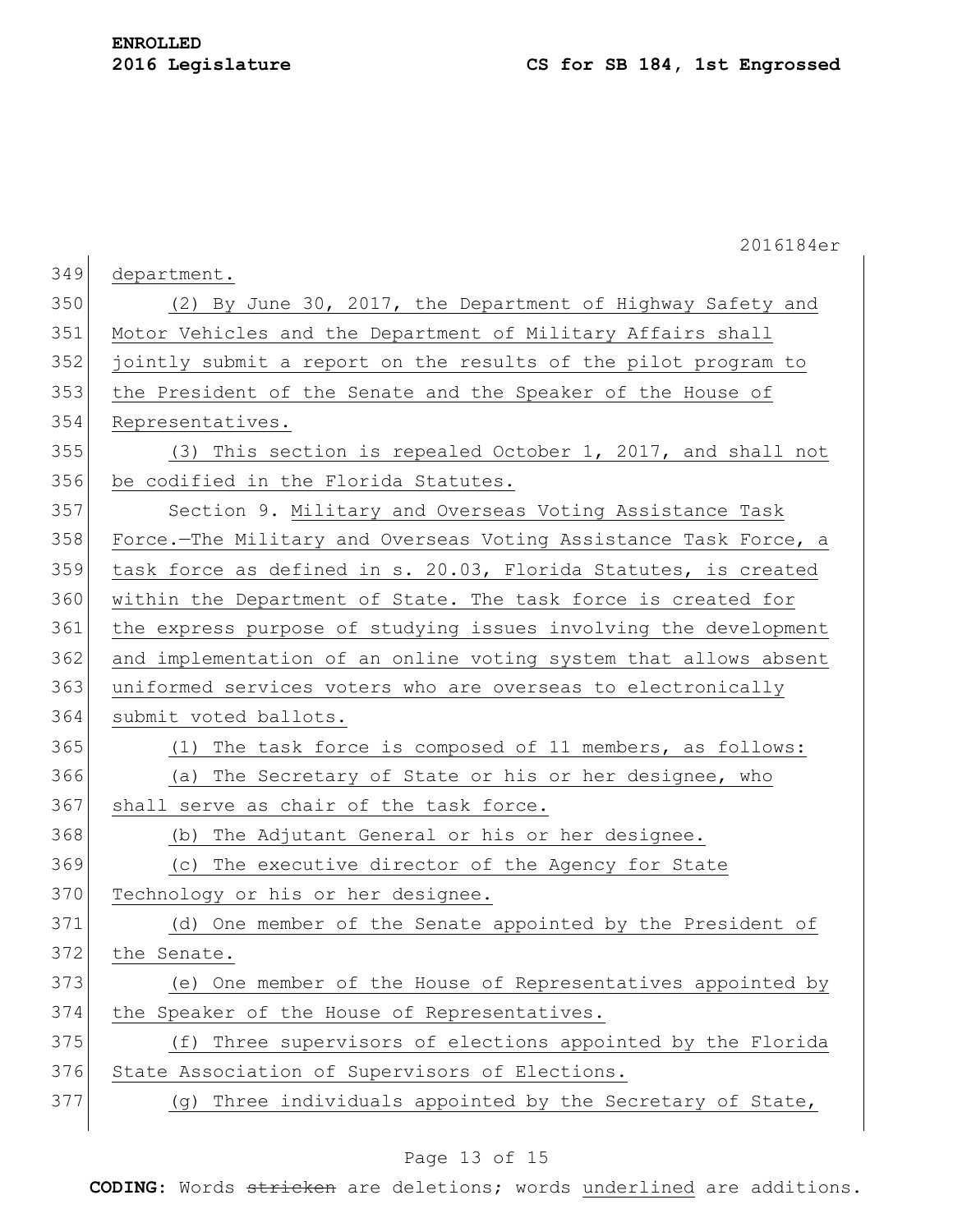department.

(2) By June 30, 2017, the Department of Highway Safety and Motor Vehicles and the Department of Military Affairs shall jointly submit a report on the results of the pilot program to the President of the Senate and the Speaker of the House of Representatives.

(3) This section is repealed October 1, 2017, and shall not be codified in the Florida Statutes.

Section 9. Military and Overseas Voting Assistance Task Force.—The Military and Overseas Voting Assistance Task Force, a task force as defined in s. 20.03, Florida Statutes, is created within the Department of State. The task force is created for the express purpose of studying issues involving the development and implementation of an online voting system that allows absent uniformed services voters who are overseas to electronically submit voted ballots.

(1) The task force is composed of 11 members, as follows:

(a) The Secretary of State or his or her designee, who shall serve as chair of the task force.

(b) The Adjutant General or his or her designee.

(c) The executive director of the Agency for State Technology or his or her designee.

(d) One member of the Senate appointed by the President of the Senate.

(e) One member of the House of Representatives appointed by the Speaker of the House of Representatives.

(f) Three supervisors of elections appointed by the Florida State Association of Supervisors of Elections.

(g) Three individuals appointed by the Secretary of State,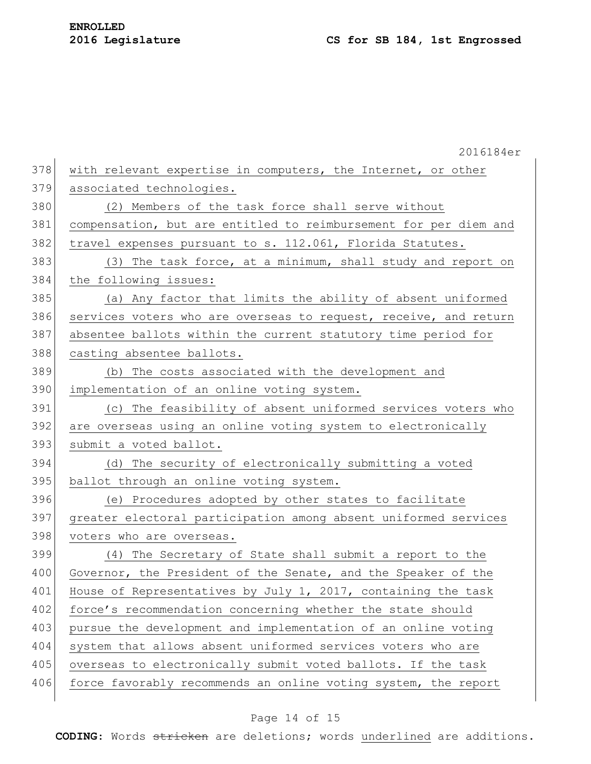with relevant expertise in computers, the Internet, or other associated technologies.

(2) Members of the task force shall serve without compensation, but are entitled to reimbursement for per diem and travel expenses pursuant to s. 112.061, Florida Statutes.

(3) The task force, at a minimum, shall study and report on the following issues:

(a) Any factor that limits the ability of absent uniformed services voters who are overseas to request, receive, and return absentee ballots within the current statutory time period for casting absentee ballots.

(b) The costs associated with the development and implementation of an online voting system.

(c) The feasibility of absent uniformed services voters who are overseas using an online voting system to electronically submit a voted ballot.

(d) The security of electronically submitting a voted ballot through an online voting system.

(e) Procedures adopted by other states to facilitate greater electoral participation among absent uniformed services voters who are overseas.

(4) The Secretary of State shall submit a report to the Governor, the President of the Senate, and the Speaker of the House of Representatives by July 1, 2017, containing the task force's recommendation concerning whether the state should pursue the development and implementation of an online voting system that allows absent uniformed services voters who are overseas to electronically submit voted ballots. If the task force favorably recommends an online voting system, the report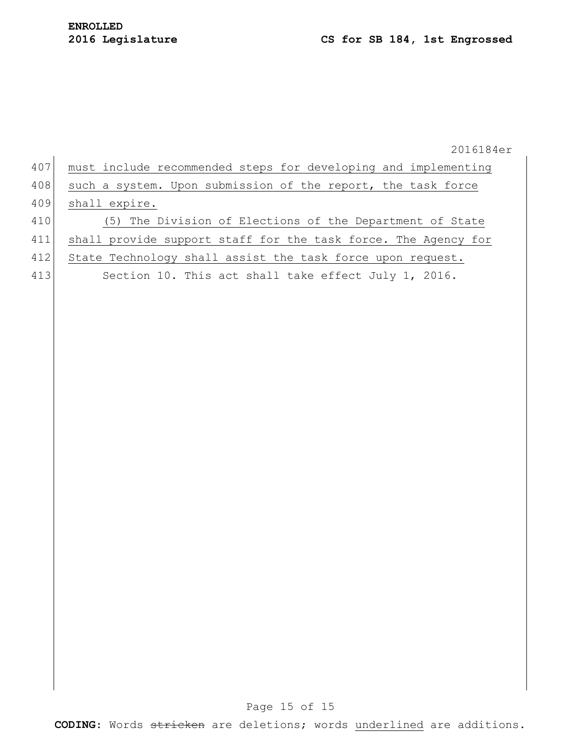must include recommended steps for developing and implementing such a system. Upon submission of the report, the task force shall expire.

(5) The Division of Elections of the Department of State shall provide support staff for the task force. The Agency for State Technology shall assist the task force upon request.

Section 10. This act shall take effect July 1, 2016.